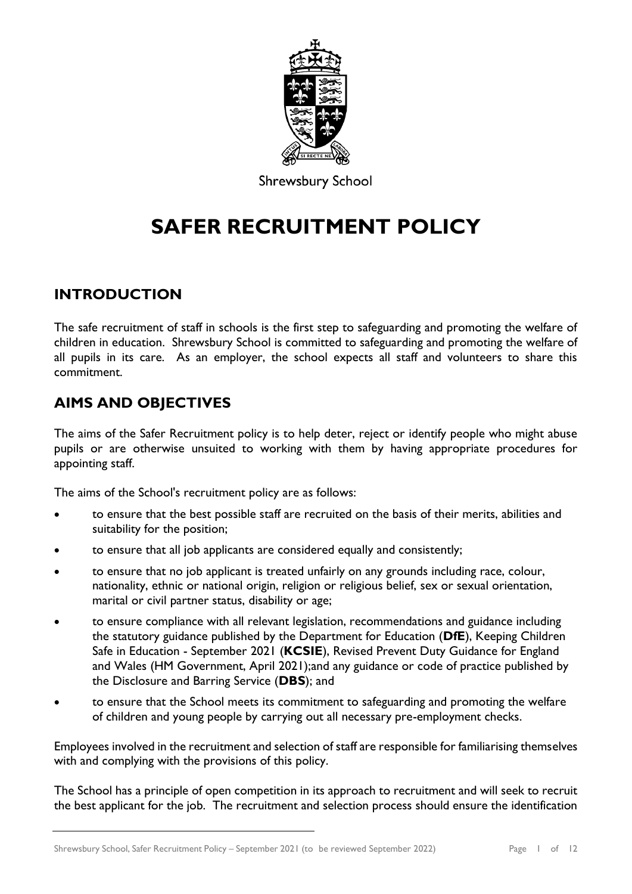Shrewsbury School

# SAFER RECRUITMENT POLICY

## INTRODUCTION

The safe recruitment of staff in schools is the first step to safeguarding and promoting the welfare of children in education. Shrewsbury School is committed to safeguarding and promoting the welfare of all pupils in its care. As an employer, the school expects all staff and volunteers to share this commitment.

## AIMS AND OBJECTIVES

The aims of the Safer Recruitment policy is to help deter, reject or identify people who might abuse pupils or are otherwise unsuited to working with them by having appropriate procedures for appointing staff.

The aims of the School's recruitment policy are as follows:

- to ensure that the best possible staff are recruited on the basis of their merits, abilities and suitability for the position;
- to ensure that all job applicants are considered equally and consistently;
- to ensure that no job applicant is treated unfairly on any grounds including race, colour, nationality, ethnic or national origin, religion or religious belief, sex or sexual orientation, marital or civil partner status, disability or age;
- to ensure compliance with all relevant legislation, recommendations and guidance including the statutory guidance published by the Department for Education (**DfE**), Keeping Children Safe in Education - September 2021 (**KCSIE**), Revised Prevent Duty Guidance for England and Wales (HM Government, April 2021);and any guidance or code of practice published by the Disclosure and Barring Service (**DBS**); and
- to ensure that the School meets its commitment to safeguarding and promoting the welfare of children and young people by carrying out all necessary pre-employment checks.

Employees involved in the recruitment and selection of staff are responsible for familiarising themselves with and complying with the provisions of this policy.

The School has a principle of open competition in its approach to recruitment and will seek to recruit the best applicant for the job. The recruitment and selection process should ensure the identification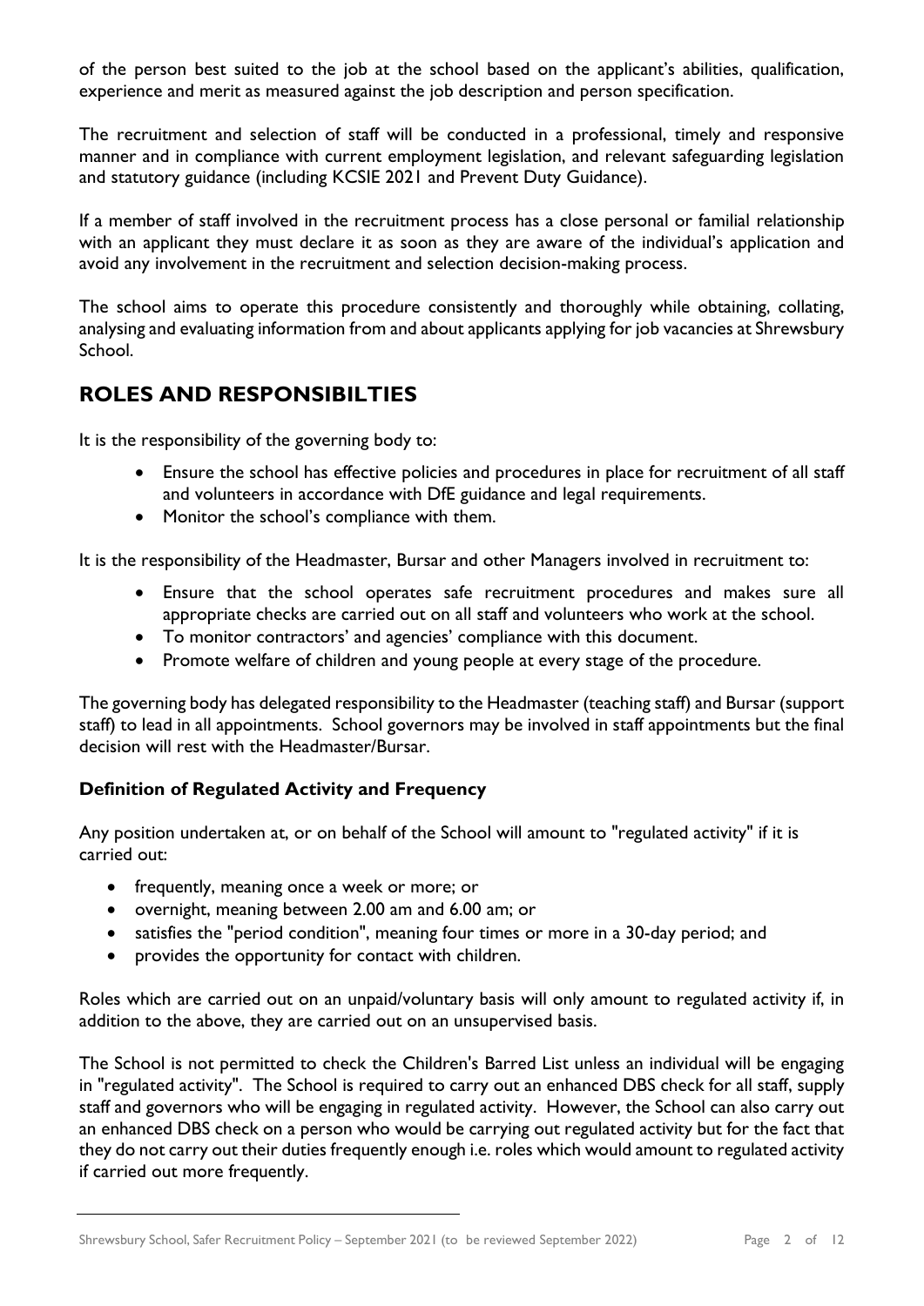of the person best suited to the job at the school based on the applicant's abilities, qualification, experience and merit as measured against the job description and person specification.

The recruitment and selection of staff will be conducted in a professional, timely and responsive manner and in compliance with current employment legislation, and relevant safeguarding legislation and statutory guidance (including KCSIE 2021 and Prevent Duty Guidance).

If a member of staff involved in the recruitment process has a close personal or familial relationship with an applicant they must declare it as soon as they are aware of the individual's application and avoid any involvement in the recruitment and selection decision-making process.

The school aims to operate this procedure consistently and thoroughly while obtaining, collating, analysing and evaluating information from and about applicants applying for job vacancies at Shrewsbury School.

## ROLES AND RESPONSIBILTIES

It is the responsibility of the governing body to:

- Ensure the school has effective policies and procedures in place for recruitment of all staff and volunteers in accordance with DfE guidance and legal requirements.
- Monitor the school's compliance with them.

It is the responsibility of the Headmaster, Bursar and other Managers involved in recruitment to:

- Ensure that the school operates safe recruitment procedures and makes sure all appropriate checks are carried out on all staff and volunteers who work at the school.
- To monitor contractors' and agencies' compliance with this document.
- Promote welfare of children and young people at every stage of the procedure.

The governing body has delegated responsibility to the Headmaster (teaching staff) and Bursar (support staff) to lead in all appointments. School governors may be involved in staff appointments but the final decision will rest with the Headmaster/Bursar.

### Definition of Regulated Activity and Frequency

Any position undertaken at, or on behalf of the School will amount to "regulated activity" if it is carried out:

- frequently, meaning once a week or more; or
- overnight, meaning between 2.00 am and 6.00 am; or
- satisfies the "period condition", meaning four times or more in a 30-day period; and
- provides the opportunity for contact with children.

Roles which are carried out on an unpaid/voluntary basis will only amount to regulated activity if, in addition to the above, they are carried out on an unsupervised basis.

The School is not permitted to check the Children's Barred List unless an individual will be engaging in "regulated activity". The School is required to carry out an enhanced DBS check for all staff, supply staff and governors who will be engaging in regulated activity. However, the School can also carry out an enhanced DBS check on a person who would be carrying out regulated activity but for the fact that they do not carry out their duties frequently enough i.e. roles which would amount to regulated activity if carried out more frequently.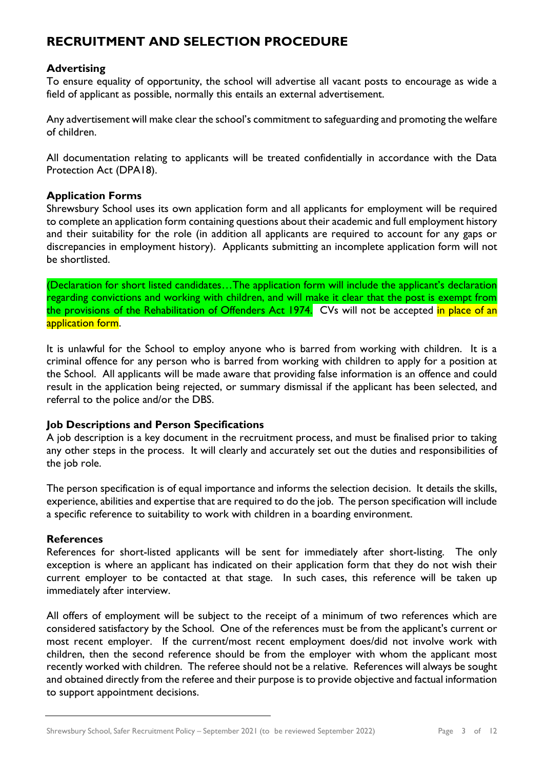# RECRUITMENT AND SELECTION PROCEDURE

### Advertising

To ensure equality of opportunity, the school will advertise all vacant posts to encourage as wide a field of applicant as possible, normally this entails an external advertisement.

Any advertisement will make clear the school's commitment to safeguarding and promoting the welfare of children.

All documentation relating to applicants will be treated confidentially in accordance with the Data Protection Act (DPA18).

### Application Forms

Shrewsbury School uses its own application form and all applicants for employment will be required to complete an application form containing questions about their academic and full employment history and their suitability for the role (in addition all applicants are required to account for any gaps or discrepancies in employment history). Applicants submitting an incomplete application form will not be shortlisted.

(Declaration for short listed candidates…The application form will include the applicant's declaration regarding convictions and working with children, and will make it clear that the post is exempt from the provisions of the Rehabilitation of Offenders Act 1974. CVs will not be accepted in place of an application form.

It is unlawful for the School to employ anyone who is barred from working with children. It is a criminal offence for any person who is barred from working with children to apply for a position at the School. All applicants will be made aware that providing false information is an offence and could result in the application being rejected, or summary dismissal if the applicant has been selected, and referral to the police and/or the DBS.

### Job Descriptions and Person Specifications

A job description is a key document in the recruitment process, and must be finalised prior to taking any other steps in the process. It will clearly and accurately set out the duties and responsibilities of the job role.

The person specification is of equal importance and informs the selection decision. It details the skills, experience, abilities and expertise that are required to do the job. The person specification will include a specific reference to suitability to work with children in a boarding environment.

### References

References for short-listed applicants will be sent for immediately after short-listing. The only exception is where an applicant has indicated on their application form that they do not wish their current employer to be contacted at that stage. In such cases, this reference will be taken up immediately after interview.

All offers of employment will be subject to the receipt of a minimum of two references which are considered satisfactory by the School. One of the references must be from the applicant's current or most recent employer. If the current/most recent employment does/did not involve work with children, then the second reference should be from the employer with whom the applicant most recently worked with children. The referee should not be a relative. References will always be sought and obtained directly from the referee and their purpose is to provide objective and factual information to support appointment decisions.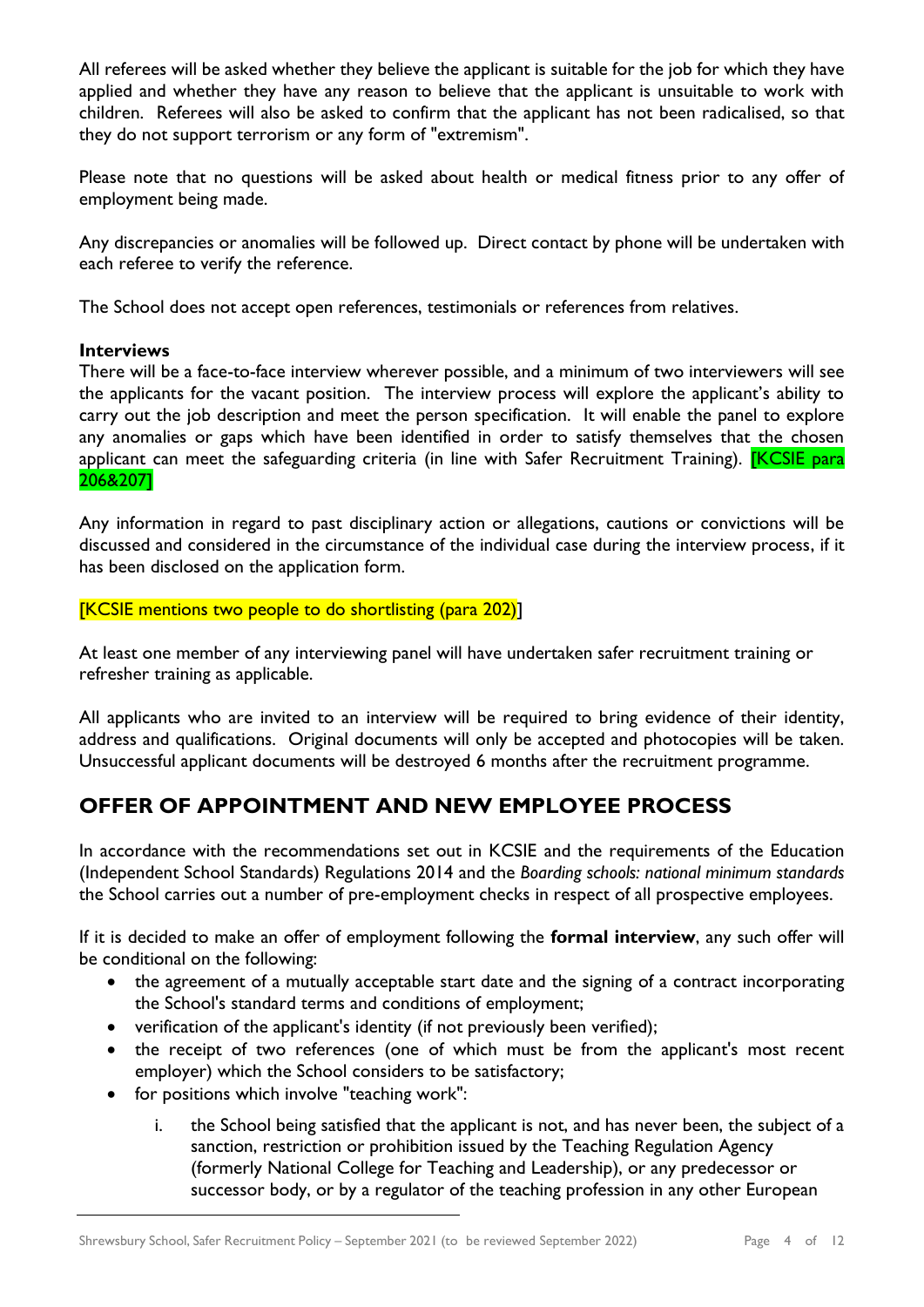All referees will be asked whether they believe the applicant is suitable for the job for which they have applied and whether they have any reason to believe that the applicant is unsuitable to work with children. Referees will also be asked to confirm that the applicant has not been radicalised, so that they do not support terrorism or any form of "extremism".

Please note that no questions will be asked about health or medical fitness prior to any offer of employment being made.

Any discrepancies or anomalies will be followed up. Direct contact by phone will be undertaken with each referee to verify the reference.

The School does not accept open references, testimonials or references from relatives.

**Interviews**

There will be a face-to-face interview wherever possible, and a minimum of two interviewers will see the applicants for the vacant position. The interview process will explore the applicant's ability to carry out the job description and meet the person specification. It will enable the panel to explore any anomalies or gaps which have been identified in order to satisfy themselves that the chosen applicant can meet the safeguarding criteria (in line with Safer Recruitment Training). [KCSIE para 206&207]

Any information in regard to past disciplinary action or allegations, cautions or convictions will be discussed and considered in the circumstance of the individual case during the interview process, if it has been disclosed on the application form.

[KCSIE mentions two people to do shortlisting (para 202)]

At least one member of any interviewing panel will have undertaken safer recruitment training or refresher training as applicable.

All applicants who are invited to an interview will be required to bring evidence of their identity, address and qualifications. Original documents will only be accepted and photocopies will be taken. Unsuccessful applicant documents will be destroyed 6 months after the recruitment programme.

## OFFER OF APPOINTMENT AND NEW EMPLOYEE PROCESS

In accordance with the recommendations set out in KCSIE and the requirements of the Education (Independent School Standards) Regulations 2014 and the *Boarding schools: national minimum standards* the School carries out a number of pre-employment checks in respect of all prospective employees.

If it is decided to make an offer of employment following the **formal interview**, any such offer will be conditional on the following:

- the agreement of a mutually acceptable start date and the signing of a contract incorporating the School's standard terms and conditions of employment;
- verification of the applicant's identity (if not previously been verified);
- the receipt of two references (one of which must be from the applicant's most recent employer) which the School considers to be satisfactory;
- for positions which involve "teaching work":
  i. the School being satisfied that the applicant is not, and has never been, the subject of a sanction, restriction or prohibition issued by the Teaching Regulation Agency (formerly National College for Teaching and Leadership), or any predecessor or successor body, or by a regulator of the teaching profession in any other European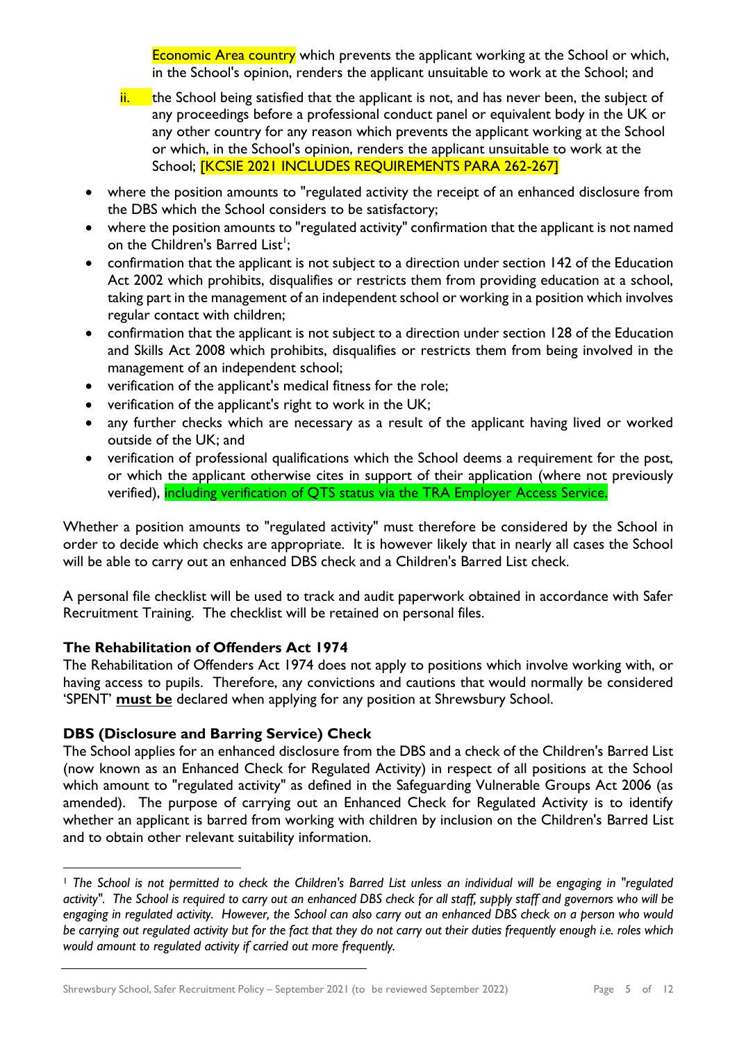Economic Area country which prevents the applicant working at the School or which, in the School's opinion, renders the applicant unsuitable to work at the School; and

ii. the School being satisfied that the applicant is not, and has never been, the subject of any proceedings before a professional conduct panel or equivalent body in the UK or any other country for any reason which prevents the applicant working at the School or which, in the School's opinion, renders the applicant unsuitable to work at the School; [KCSIE 2021 INCLUDES REQUIREMENTS PARA 262-267]

- where the position amounts to "regulated activity the receipt of an enhanced disclosure from the DBS which the School considers to be satisfactory;
- where the position amounts to "regulated activity" confirmation that the applicant is not named on the Children's Barred List[1];
- confirmation that the applicant is not subject to a direction under section 142 of the Education Act 2002 which prohibits, disqualifies or restricts them from providing education at a school, taking part in the management of an independent school or working in a position which involves regular contact with children;
- confirmation that the applicant is not subject to a direction under section 128 of the Education and Skills Act 2008 which prohibits, disqualifies or restricts them from being involved in the management of an independent school;
- verification of the applicant's medical fitness for the role;
- verification of the applicant's right to work in the UK;
- any further checks which are necessary as a result of the applicant having lived or worked outside of the UK; and
- verification of professional qualifications which the School deems a requirement for the post, or which the applicant otherwise cites in support of their application (where not previously verified), including verification of QTS status via the TRA Employer Access Service.

Whether a position amounts to "regulated activity" must therefore be considered by the School in order to decide which checks are appropriate. It is however likely that in nearly all cases the School will be able to carry out an enhanced DBS check and a Children's Barred List check.

A personal file checklist will be used to track and audit paperwork obtained in accordance with Safer Recruitment Training. The checklist will be retained on personal files.

### The Rehabilitation of Offenders Act 1974

The Rehabilitation of Offenders Act 1974 does not apply to positions which involve working with, or having access to pupils. Therefore, any convictions and cautions that would normally be considered 'SPENT' **must be** declared when applying for any position at Shrewsbury School.

### DBS (Disclosure and Barring Service) Check

The School applies for an enhanced disclosure from the DBS and a check of the Children's Barred List (now known as an Enhanced Check for Regulated Activity) in respect of all positions at the School which amount to "regulated activity" as defined in the Safeguarding Vulnerable Groups Act 2006 (as amended). The purpose of carrying out an Enhanced Check for Regulated Activity is to identify whether an applicant is barred from working with children by inclusion on the Children's Barred List and to obtain other relevant suitability information.

---

[1] *The School is not permitted to check the Children's Barred List unless an individual will be engaging in "regulated activity". The School is required to carry out an enhanced DBS check for all staff, supply staff and governors who will be engaging in regulated activity. However, the School can also carry out an enhanced DBS check on a person who would be carrying out regulated activity but for the fact that they do not carry out their duties frequently enough i.e. roles which would amount to regulated activity if carried out more frequently.*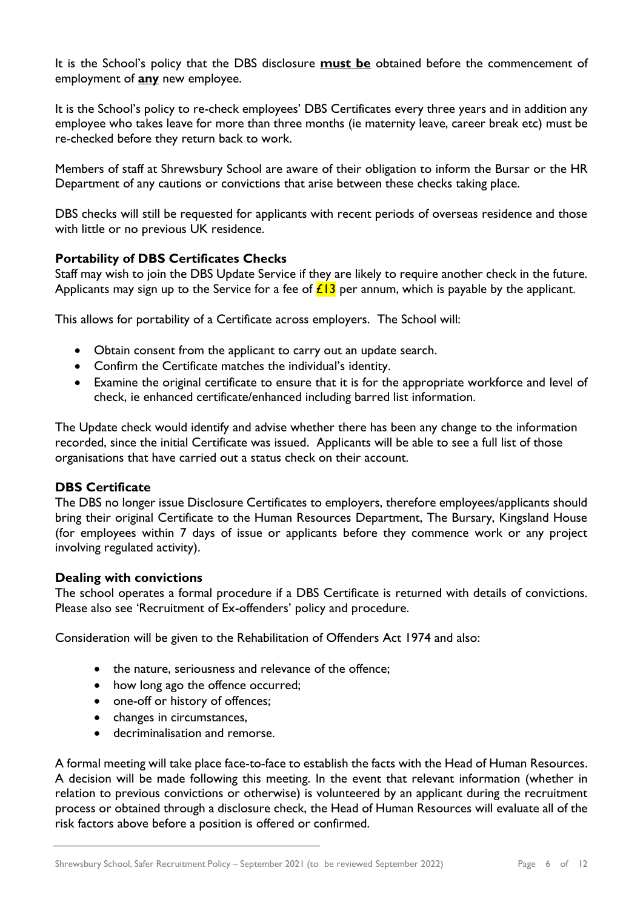It is the School's policy that the DBS disclosure **must be** obtained before the commencement of employment of **any** new employee.

It is the School's policy to re-check employees' DBS Certificates every three years and in addition any employee who takes leave for more than three months (ie maternity leave, career break etc) must be re-checked before they return back to work.

Members of staff at Shrewsbury School are aware of their obligation to inform the Bursar or the HR Department of any cautions or convictions that arise between these checks taking place.

DBS checks will still be requested for applicants with recent periods of overseas residence and those with little or no previous UK residence.

**Portability of DBS Certificates Checks**

Staff may wish to join the DBS Update Service if they are likely to require another check in the future. Applicants may sign up to the Service for a fee of £13 per annum, which is payable by the applicant.

This allows for portability of a Certificate across employers. The School will:

- Obtain consent from the applicant to carry out an update search.
- Confirm the Certificate matches the individual's identity.
- Examine the original certificate to ensure that it is for the appropriate workforce and level of check, ie enhanced certificate/enhanced including barred list information.

The Update check would identify and advise whether there has been any change to the information recorded, since the initial Certificate was issued. Applicants will be able to see a full list of those organisations that have carried out a status check on their account.

**DBS Certificate**

The DBS no longer issue Disclosure Certificates to employers, therefore employees/applicants should bring their original Certificate to the Human Resources Department, The Bursary, Kingsland House (for employees within 7 days of issue or applicants before they commence work or any project involving regulated activity).

**Dealing with convictions**

The school operates a formal procedure if a DBS Certificate is returned with details of convictions. Please also see 'Recruitment of Ex-offenders' policy and procedure.

Consideration will be given to the Rehabilitation of Offenders Act 1974 and also:

- the nature, seriousness and relevance of the offence;
- how long ago the offence occurred;
- one-off or history of offences;
- changes in circumstances,
- decriminalisation and remorse.

A formal meeting will take place face-to-face to establish the facts with the Head of Human Resources. A decision will be made following this meeting. In the event that relevant information (whether in relation to previous convictions or otherwise) is volunteered by an applicant during the recruitment process or obtained through a disclosure check, the Head of Human Resources will evaluate all of the risk factors above before a position is offered or confirmed.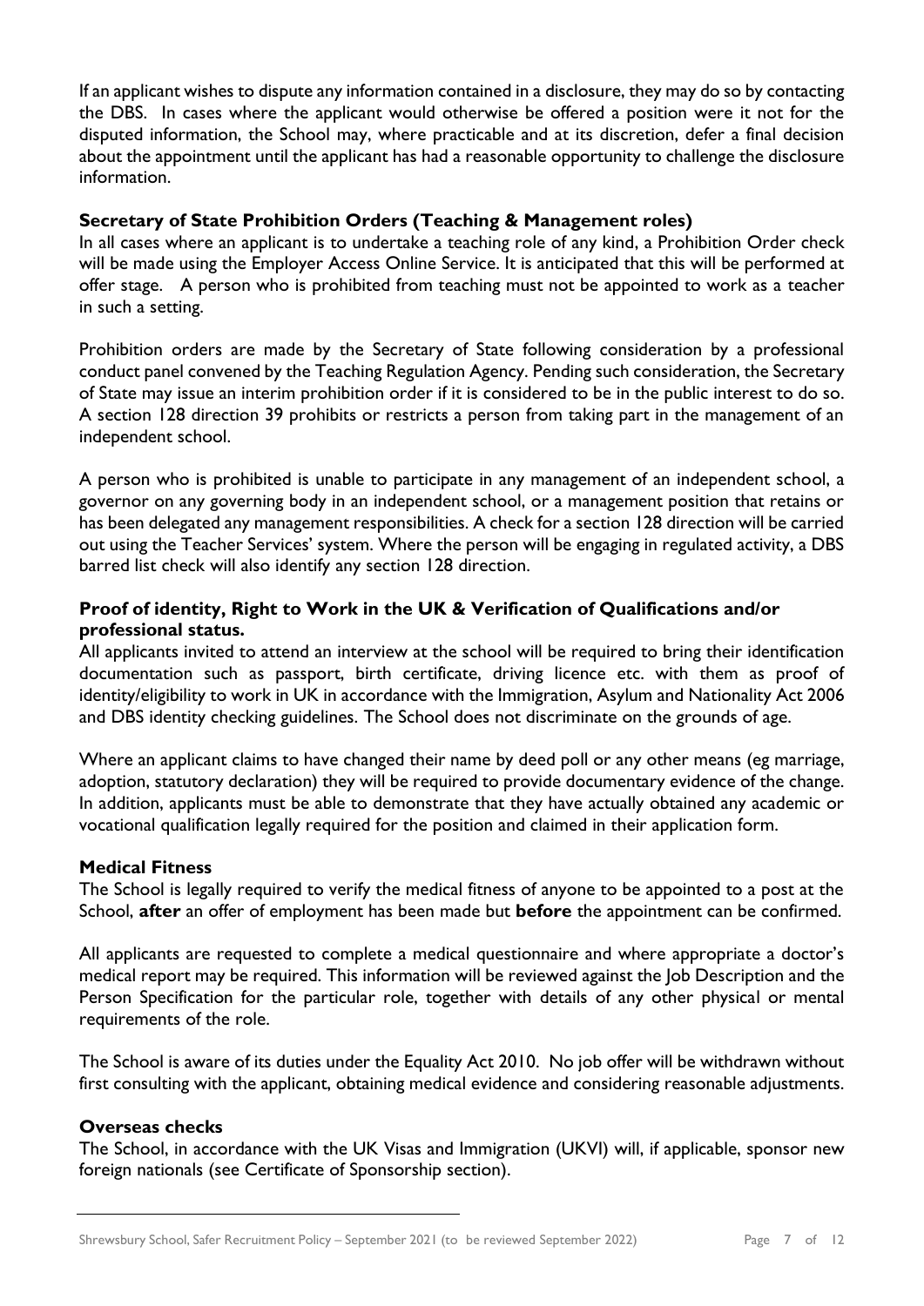If an applicant wishes to dispute any information contained in a disclosure, they may do so by contacting the DBS. In cases where the applicant would otherwise be offered a position were it not for the disputed information, the School may, where practicable and at its discretion, defer a final decision about the appointment until the applicant has had a reasonable opportunity to challenge the disclosure information.

**Secretary of State Prohibition Orders (Teaching & Management roles)**

In all cases where an applicant is to undertake a teaching role of any kind, a Prohibition Order check will be made using the Employer Access Online Service. It is anticipated that this will be performed at offer stage. A person who is prohibited from teaching must not be appointed to work as a teacher in such a setting.

Prohibition orders are made by the Secretary of State following consideration by a professional conduct panel convened by the Teaching Regulation Agency. Pending such consideration, the Secretary of State may issue an interim prohibition order if it is considered to be in the public interest to do so. A section 128 direction 39 prohibits or restricts a person from taking part in the management of an independent school.

A person who is prohibited is unable to participate in any management of an independent school, a governor on any governing body in an independent school, or a management position that retains or has been delegated any management responsibilities. A check for a section 128 direction will be carried out using the Teacher Services' system. Where the person will be engaging in regulated activity, a DBS barred list check will also identify any section 128 direction.

**Proof of identity, Right to Work in the UK & Verification of Qualifications and/or professional status.**

All applicants invited to attend an interview at the school will be required to bring their identification documentation such as passport, birth certificate, driving licence etc. with them as proof of identity/eligibility to work in UK in accordance with the Immigration, Asylum and Nationality Act 2006 and DBS identity checking guidelines. The School does not discriminate on the grounds of age.

Where an applicant claims to have changed their name by deed poll or any other means (eg marriage, adoption, statutory declaration) they will be required to provide documentary evidence of the change. In addition, applicants must be able to demonstrate that they have actually obtained any academic or vocational qualification legally required for the position and claimed in their application form.

**Medical Fitness**

The School is legally required to verify the medical fitness of anyone to be appointed to a post at the School, **after** an offer of employment has been made but **before** the appointment can be confirmed.

All applicants are requested to complete a medical questionnaire and where appropriate a doctor's medical report may be required. This information will be reviewed against the Job Description and the Person Specification for the particular role, together with details of any other physical or mental requirements of the role.

The School is aware of its duties under the Equality Act 2010. No job offer will be withdrawn without first consulting with the applicant, obtaining medical evidence and considering reasonable adjustments.

**Overseas checks**

The School, in accordance with the UK Visas and Immigration (UKVI) will, if applicable, sponsor new foreign nationals (see Certificate of Sponsorship section).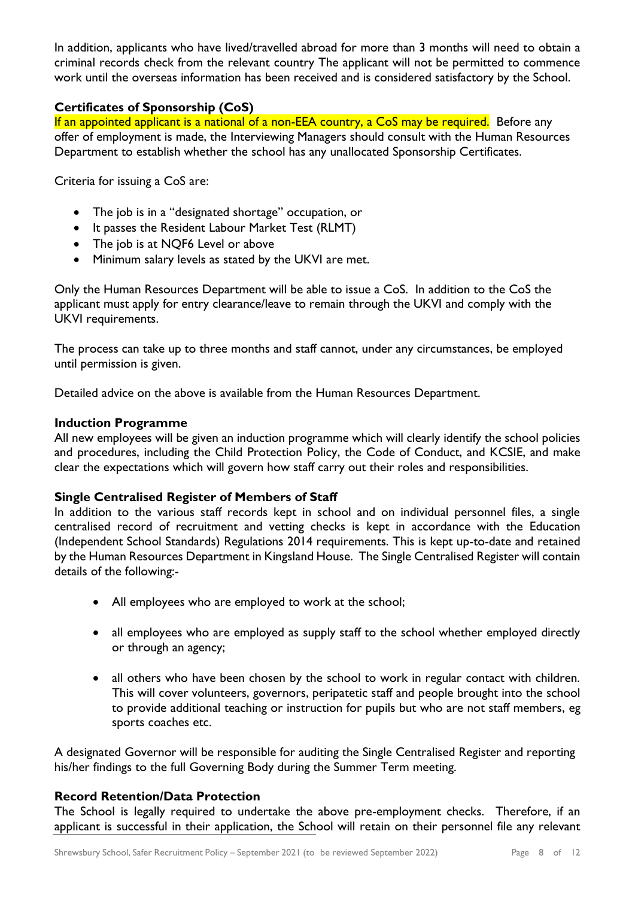In addition, applicants who have lived/travelled abroad for more than 3 months will need to obtain a criminal records check from the relevant country The applicant will not be permitted to commence work until the overseas information has been received and is considered satisfactory by the School.

**Certificates of Sponsorship (CoS)**

If an appointed applicant is a national of a non-EEA country, a CoS may be required. Before any offer of employment is made, the Interviewing Managers should consult with the Human Resources Department to establish whether the school has any unallocated Sponsorship Certificates.

Criteria for issuing a CoS are:

- The job is in a "designated shortage" occupation, or
- It passes the Resident Labour Market Test (RLMT)
- The job is at NQF6 Level or above
- Minimum salary levels as stated by the UKVI are met.

Only the Human Resources Department will be able to issue a CoS. In addition to the CoS the applicant must apply for entry clearance/leave to remain through the UKVI and comply with the UKVI requirements.

The process can take up to three months and staff cannot, under any circumstances, be employed until permission is given.

Detailed advice on the above is available from the Human Resources Department.

**Induction Programme**

All new employees will be given an induction programme which will clearly identify the school policies and procedures, including the Child Protection Policy, the Code of Conduct, and KCSIE, and make clear the expectations which will govern how staff carry out their roles and responsibilities.

**Single Centralised Register of Members of Staff**

In addition to the various staff records kept in school and on individual personnel files, a single centralised record of recruitment and vetting checks is kept in accordance with the Education (Independent School Standards) Regulations 2014 requirements. This is kept up-to-date and retained by the Human Resources Department in Kingsland House. The Single Centralised Register will contain details of the following:-

- All employees who are employed to work at the school;
- all employees who are employed as supply staff to the school whether employed directly or through an agency;
- all others who have been chosen by the school to work in regular contact with children. This will cover volunteers, governors, peripatetic staff and people brought into the school to provide additional teaching or instruction for pupils but who are not staff members, eg sports coaches etc.

A designated Governor will be responsible for auditing the Single Centralised Register and reporting his/her findings to the full Governing Body during the Summer Term meeting.

**Record Retention/Data Protection**

The School is legally required to undertake the above pre-employment checks. Therefore, if an applicant is successful in their application, the School will retain on their personnel file any relevant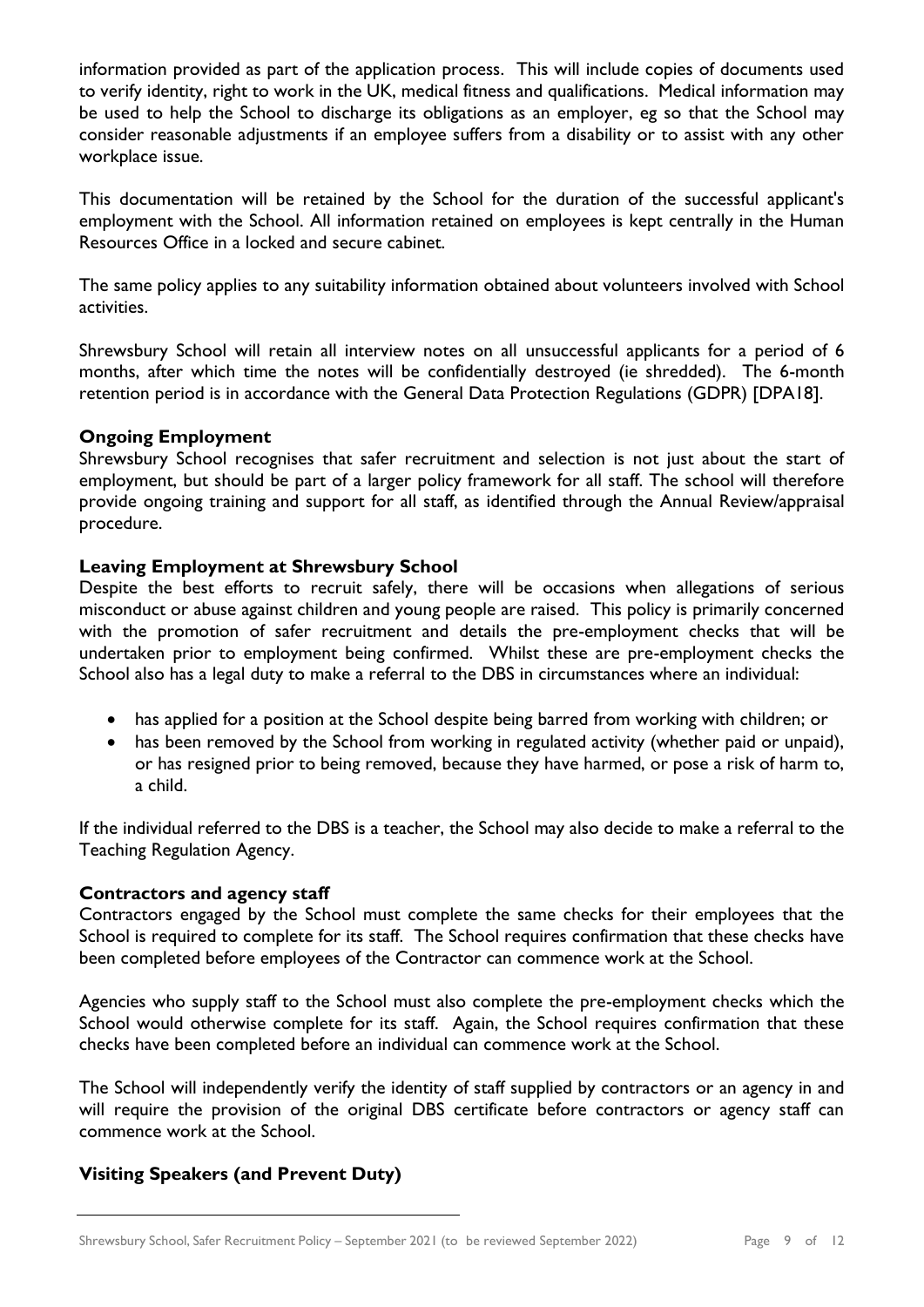information provided as part of the application process. This will include copies of documents used to verify identity, right to work in the UK, medical fitness and qualifications. Medical information may be used to help the School to discharge its obligations as an employer, eg so that the School may consider reasonable adjustments if an employee suffers from a disability or to assist with any other workplace issue.

This documentation will be retained by the School for the duration of the successful applicant's employment with the School. All information retained on employees is kept centrally in the Human Resources Office in a locked and secure cabinet.

The same policy applies to any suitability information obtained about volunteers involved with School activities.

Shrewsbury School will retain all interview notes on all unsuccessful applicants for a period of 6 months, after which time the notes will be confidentially destroyed (ie shredded). The 6-month retention period is in accordance with the General Data Protection Regulations (GDPR) [DPA18].

**Ongoing Employment**

Shrewsbury School recognises that safer recruitment and selection is not just about the start of employment, but should be part of a larger policy framework for all staff. The school will therefore provide ongoing training and support for all staff, as identified through the Annual Review/appraisal procedure.

**Leaving Employment at Shrewsbury School**

Despite the best efforts to recruit safely, there will be occasions when allegations of serious misconduct or abuse against children and young people are raised. This policy is primarily concerned with the promotion of safer recruitment and details the pre-employment checks that will be undertaken prior to employment being confirmed. Whilst these are pre-employment checks the School also has a legal duty to make a referral to the DBS in circumstances where an individual:

- has applied for a position at the School despite being barred from working with children; or
- has been removed by the School from working in regulated activity (whether paid or unpaid), or has resigned prior to being removed, because they have harmed, or pose a risk of harm to, a child.

If the individual referred to the DBS is a teacher, the School may also decide to make a referral to the Teaching Regulation Agency.

**Contractors and agency staff**

Contractors engaged by the School must complete the same checks for their employees that the School is required to complete for its staff. The School requires confirmation that these checks have been completed before employees of the Contractor can commence work at the School.

Agencies who supply staff to the School must also complete the pre-employment checks which the School would otherwise complete for its staff. Again, the School requires confirmation that these checks have been completed before an individual can commence work at the School.

The School will independently verify the identity of staff supplied by contractors or an agency in and will require the provision of the original DBS certificate before contractors or agency staff can commence work at the School.

**Visiting Speakers (and Prevent Duty)**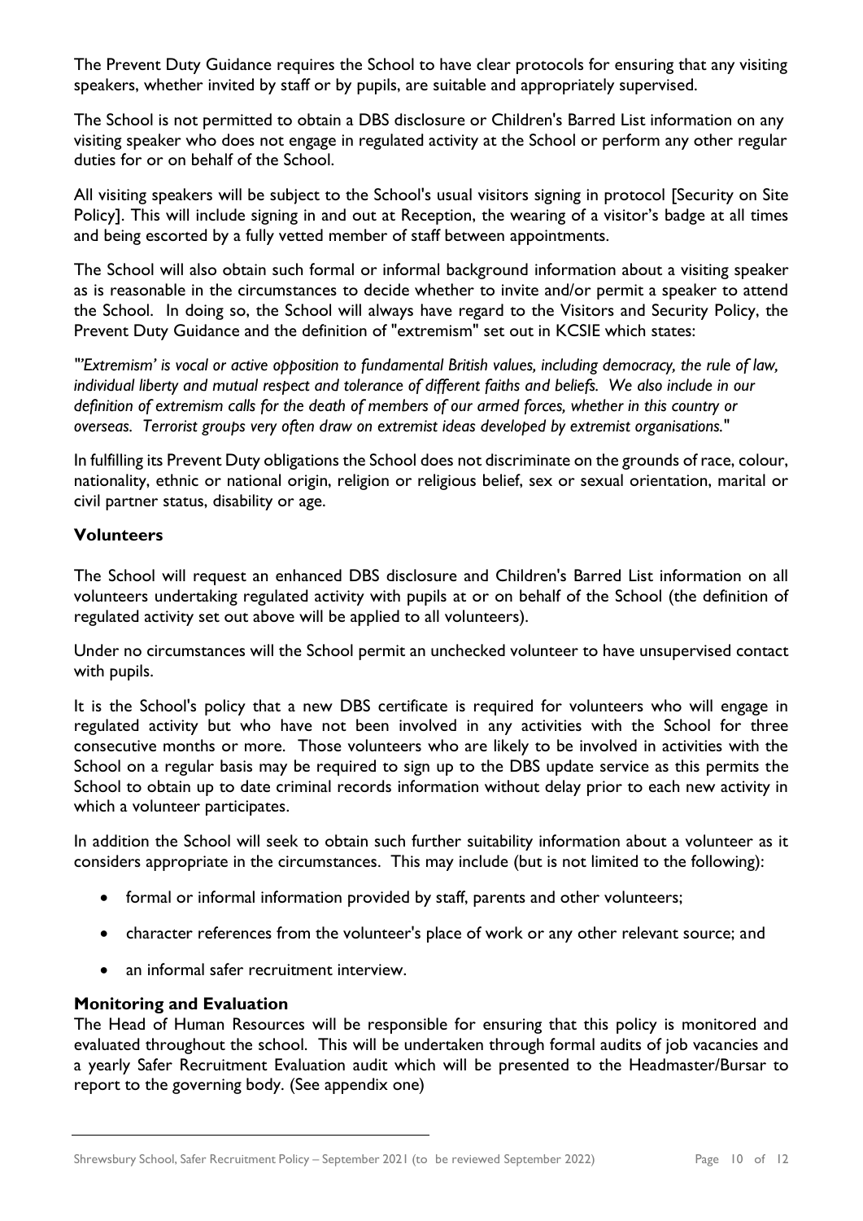The Prevent Duty Guidance requires the School to have clear protocols for ensuring that any visiting speakers, whether invited by staff or by pupils, are suitable and appropriately supervised.

The School is not permitted to obtain a DBS disclosure or Children's Barred List information on any visiting speaker who does not engage in regulated activity at the School or perform any other regular duties for or on behalf of the School.

All visiting speakers will be subject to the School's usual visitors signing in protocol [Security on Site Policy]. This will include signing in and out at Reception, the wearing of a visitor's badge at all times and being escorted by a fully vetted member of staff between appointments.

The School will also obtain such formal or informal background information about a visiting speaker as is reasonable in the circumstances to decide whether to invite and/or permit a speaker to attend the School. In doing so, the School will always have regard to the Visitors and Security Policy, the Prevent Duty Guidance and the definition of "extremism" set out in KCSIE which states:

*"'Extremism' is vocal or active opposition to fundamental British values, including democracy, the rule of law, individual liberty and mutual respect and tolerance of different faiths and beliefs. We also include in our definition of extremism calls for the death of members of our armed forces, whether in this country or overseas. Terrorist groups very often draw on extremist ideas developed by extremist organisations."*

In fulfilling its Prevent Duty obligations the School does not discriminate on the grounds of race, colour, nationality, ethnic or national origin, religion or religious belief, sex or sexual orientation, marital or civil partner status, disability or age.

**Volunteers**

The School will request an enhanced DBS disclosure and Children's Barred List information on all volunteers undertaking regulated activity with pupils at or on behalf of the School (the definition of regulated activity set out above will be applied to all volunteers).

Under no circumstances will the School permit an unchecked volunteer to have unsupervised contact with pupils.

It is the School's policy that a new DBS certificate is required for volunteers who will engage in regulated activity but who have not been involved in any activities with the School for three consecutive months or more. Those volunteers who are likely to be involved in activities with the School on a regular basis may be required to sign up to the DBS update service as this permits the School to obtain up to date criminal records information without delay prior to each new activity in which a volunteer participates.

In addition the School will seek to obtain such further suitability information about a volunteer as it considers appropriate in the circumstances. This may include (but is not limited to the following):

- formal or informal information provided by staff, parents and other volunteers;
- character references from the volunteer's place of work or any other relevant source; and
- an informal safer recruitment interview.

**Monitoring and Evaluation**

The Head of Human Resources will be responsible for ensuring that this policy is monitored and evaluated throughout the school. This will be undertaken through formal audits of job vacancies and a yearly Safer Recruitment Evaluation audit which will be presented to the Headmaster/Bursar to report to the governing body. (See appendix one)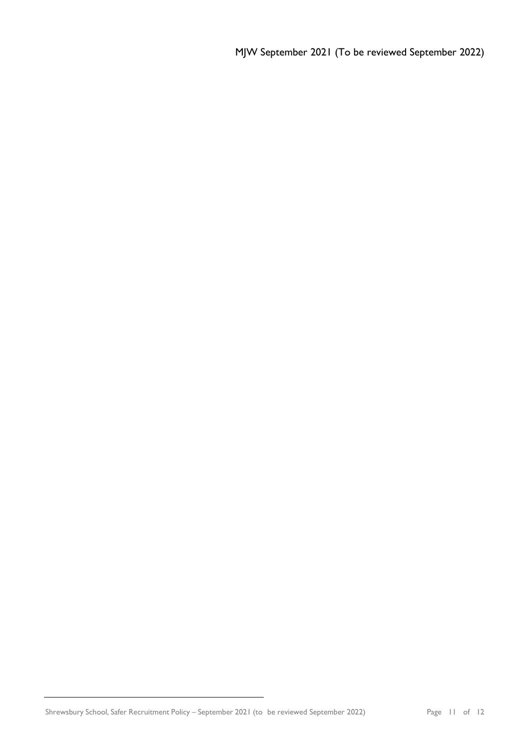MJW September 2021 (To be reviewed September 2022)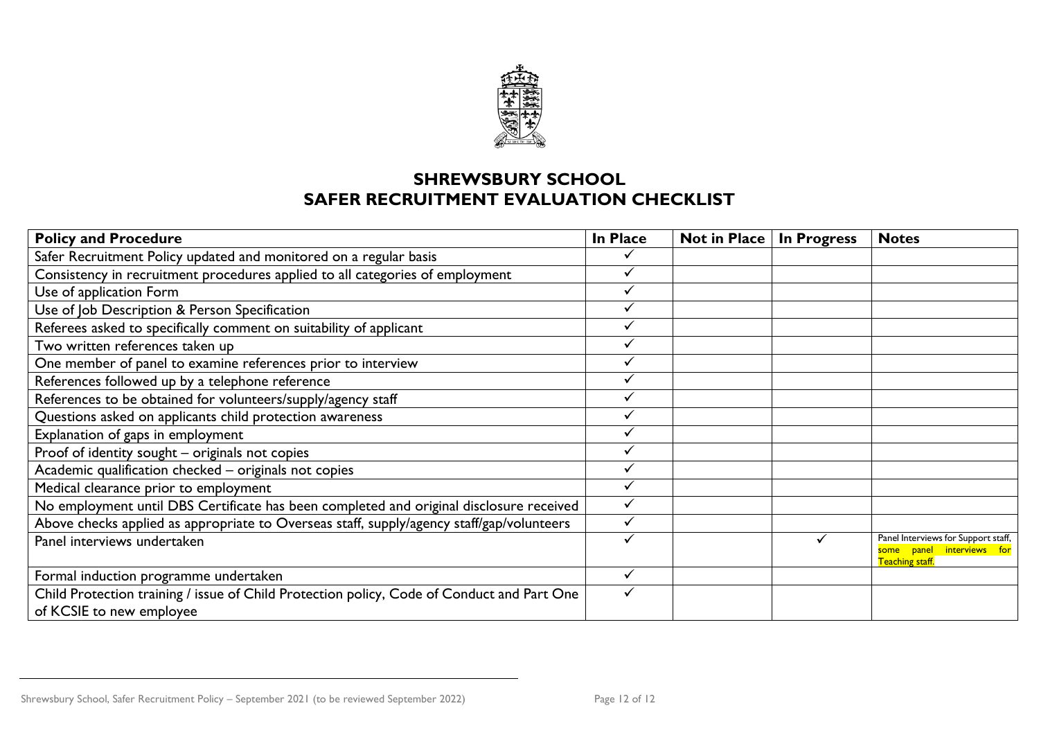## SHREWSBURY SCHOOL
## SAFER RECRUITMENT EVALUATION CHECKLIST

| Policy and Procedure | In Place | Not in Place | In Progress | Notes |
|---|---|---|---|---|
| Safer Recruitment Policy updated and monitored on a regular basis | ✓ | | | |
| Consistency in recruitment procedures applied to all categories of employment | ✓ | | | |
| Use of application Form | ✓ | | | |
| Use of Job Description & Person Specification | ✓ | | | |
| Referees asked to specifically comment on suitability of applicant | ✓ | | | |
| Two written references taken up | ✓ | | | |
| One member of panel to examine references prior to interview | ✓ | | | |
| References followed up by a telephone reference | ✓ | | | |
| References to be obtained for volunteers/supply/agency staff | ✓ | | | |
| Questions asked on applicants child protection awareness | ✓ | | | |
| Explanation of gaps in employment | ✓ | | | |
| Proof of identity sought – originals not copies | ✓ | | | |
| Academic qualification checked – originals not copies | ✓ | | | |
| Medical clearance prior to employment | ✓ | | | |
| No employment until DBS Certificate has been completed and original disclosure received | ✓ | | | |
| Above checks applied as appropriate to Overseas staff, supply/agency staff/gap/volunteers | ✓ | | | |
| Panel interviews undertaken | ✓ | | ✓ | Panel Interviews for Support staff, some panel interviews for Teaching staff. |
| Formal induction programme undertaken | ✓ | | | |
| Child Protection training / issue of Child Protection policy, Code of Conduct and Part One of KCSIE to new employee | ✓ | | | |

Shrewsbury School, Safer Recruitment Policy – September 2021 (to be reviewed September 2022)